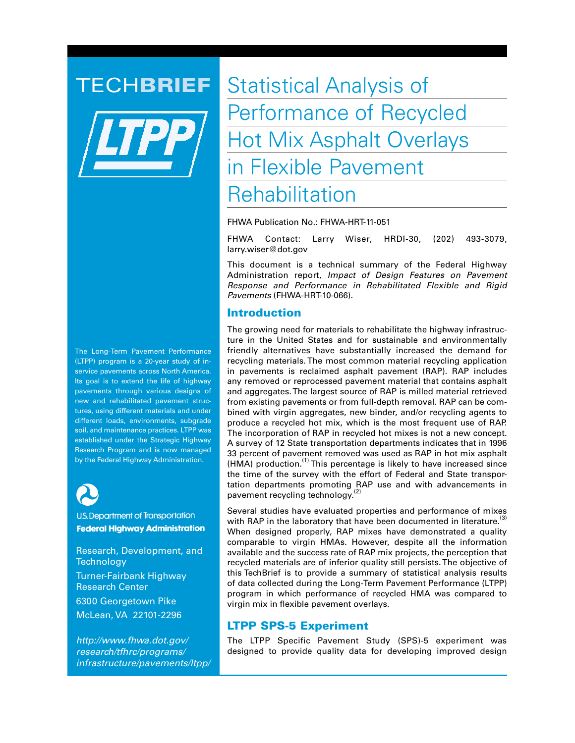TECH**BRIEF**

LTPP

# Statistical Analysis of Performance of Recycled Hot Mix Asphalt Overlays in Flexible Pavement Rehabilitation

FHWA Publication No.: FHWA-HRT-11-051

FHWA Contact: Larry Wiser, HRDI-30, (202) 493-3079, larry.wiser@dot.gov

This document is a technical summary of the Federal Highway Administration report, *Impact of Design Features on Pavement Response and Performance in Rehabilitated Flexible and Rigid Pavements* (FHWA-HRT-10-066).

## Introduction

The growing need for materials to rehabilitate the highway infrastructure in the United States and for sustainable and environmentally friendly alternatives have substantially increased the demand for recycling materials. The most common material recycling application in pavements is reclaimed asphalt pavement (RAP). RAP includes any removed or reprocessed pavement material that contains asphalt and aggregates. The largest source of RAP is milled material retrieved from existing pavements or from full-depth removal. RAP can be combined with virgin aggregates, new binder, and/or recycling agents to produce a recycled hot mix, which is the most frequent use of RAP. The incorporation of RAP in recycled hot mixes is not a new concept. A survey of 12 State transportation departments indicates that in 1996 33 percent of pavement removed was used as RAP in hot mix asphalt (HMA) production.[1] This percentage is likely to have increased since the time of the survey with the effort of Federal and State transportation departments promoting RAP use and with advancements in pavement recycling technology.[2]

Several studies have evaluated properties and performance of mixes with RAP in the laboratory that have been documented in literature.[3] When designed properly, RAP mixes have demonstrated a quality comparable to virgin HMAs. However, despite all the information available and the success rate of RAP mix projects, the perception that recycled materials are of inferior quality still persists. The objective of this TechBrief is to provide a summary of statistical analysis results of data collected during the Long-Term Pavement Performance (LTPP) program in which performance of recycled HMA was compared to virgin mix in flexible pavement overlays.

## LTPP SPS-5 Experiment

The LTPP Specific Pavement Study (SPS)-5 experiment was designed to provide quality data for developing improved design

The Long-Term Pavement Performance (LTPP) program is a 20-year study of in-service pavements across North America. Its goal is to extend the life of highway pavements through various designs of new and rehabilitated pavement structures, using different materials and under different loads, environments, subgrade soil, and maintenance practices. LTPP was established under the Strategic Highway Research Program and is now managed by the Federal Highway Administration.

U.S. Department of Transportation
**Federal Highway Administration**

Research, Development, and Technology
Turner-Fairbank Highway Research Center
6300 Georgetown Pike
McLean, VA 22101-2296

*http://www.fhwa.dot.gov/research/tfhrc/programs/infrastructure/pavements/ltpp/*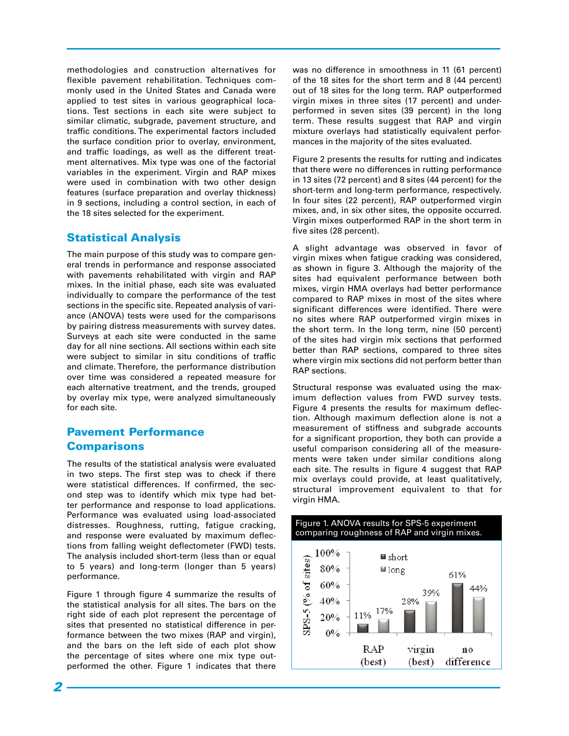methodologies and construction alternatives for flexible pavement rehabilitation. Techniques commonly used in the United States and Canada were applied to test sites in various geographical locations. Test sections in each site were subject to similar climatic, subgrade, pavement structure, and traffic conditions. The experimental factors included the surface condition prior to overlay, environment, and traffic loadings, as well as the different treatment alternatives. Mix type was one of the factorial variables in the experiment. Virgin and RAP mixes were used in combination with two other design features (surface preparation and overlay thickness) in 9 sections, including a control section, in each of the 18 sites selected for the experiment.

## Statistical Analysis

The main purpose of this study was to compare general trends in performance and response associated with pavements rehabilitated with virgin and RAP mixes. In the initial phase, each site was evaluated individually to compare the performance of the test sections in the specific site. Repeated analysis of variance (ANOVA) tests were used for the comparisons by pairing distress measurements with survey dates. Surveys at each site were conducted in the same day for all nine sections. All sections within each site were subject to similar in situ conditions of traffic and climate. Therefore, the performance distribution over time was considered a repeated measure for each alternative treatment, and the trends, grouped by overlay mix type, were analyzed simultaneously for each site.

## Pavement Performance Comparisons

The results of the statistical analysis were evaluated in two steps. The first step was to check if there were statistical differences. If confirmed, the second step was to identify which mix type had better performance and response to load applications. Performance was evaluated using load-associated distresses. Roughness, rutting, fatigue cracking, and response were evaluated by maximum deflections from falling weight deflectometer (FWD) tests. The analysis included short-term (less than or equal to 5 years) and long-term (longer than 5 years) performance.

Figure 1 through figure 4 summarize the results of the statistical analysis for all sites. The bars on the right side of each plot represent the percentage of sites that presented no statistical difference in performance between the two mixes (RAP and virgin), and the bars on the left side of each plot show the percentage of sites where one mix type outperformed the other. Figure 1 indicates that there was no difference in smoothness in 11 (61 percent) of the 18 sites for the short term and 8 (44 percent) out of 18 sites for the long term. RAP outperformed virgin mixes in three sites (17 percent) and underperformed in seven sites (39 percent) in the long term. These results suggest that RAP and virgin mixture overlays had statistically equivalent performances in the majority of the sites evaluated.

Figure 2 presents the results for rutting and indicates that there were no differences in rutting performance in 13 sites (72 percent) and 8 sites (44 percent) for the short-term and long-term performance, respectively. In four sites (22 percent), RAP outperformed virgin mixes, and, in six other sites, the opposite occurred. Virgin mixes outperformed RAP in the short term in five sites (28 percent).

A slight advantage was observed in favor of virgin mixes when fatigue cracking was considered, as shown in figure 3. Although the majority of the sites had equivalent performance between both mixes, virgin HMA overlays had better performance compared to RAP mixes in most of the sites where significant differences were identified. There were no sites where RAP outperformed virgin mixes in the short term. In the long term, nine (50 percent) of the sites had virgin mix sections that performed better than RAP sections, compared to three sites where virgin mix sections did not perform better than RAP sections.

Structural response was evaluated using the maximum deflection values from FWD survey tests. Figure 4 presents the results for maximum deflection. Although maximum deflection alone is not a measurement of stiffness and subgrade accounts for a significant proportion, they both can provide a useful comparison considering all of the measurements were taken under similar conditions along each site. The results in figure 4 suggest that RAP mix overlays could provide, at least qualitatively, structural improvement equivalent to that for virgin HMA.

Figure 1. ANOVA results for SPS-5 experiment comparing roughness of RAP and virgin mixes.

| SPS-5 (% of sites) | short | long |
|---|---|---|
| RAP (best) | 11% | 17% |
| virgin (best) | 28% | 39% |
| no difference | 61% | 44% |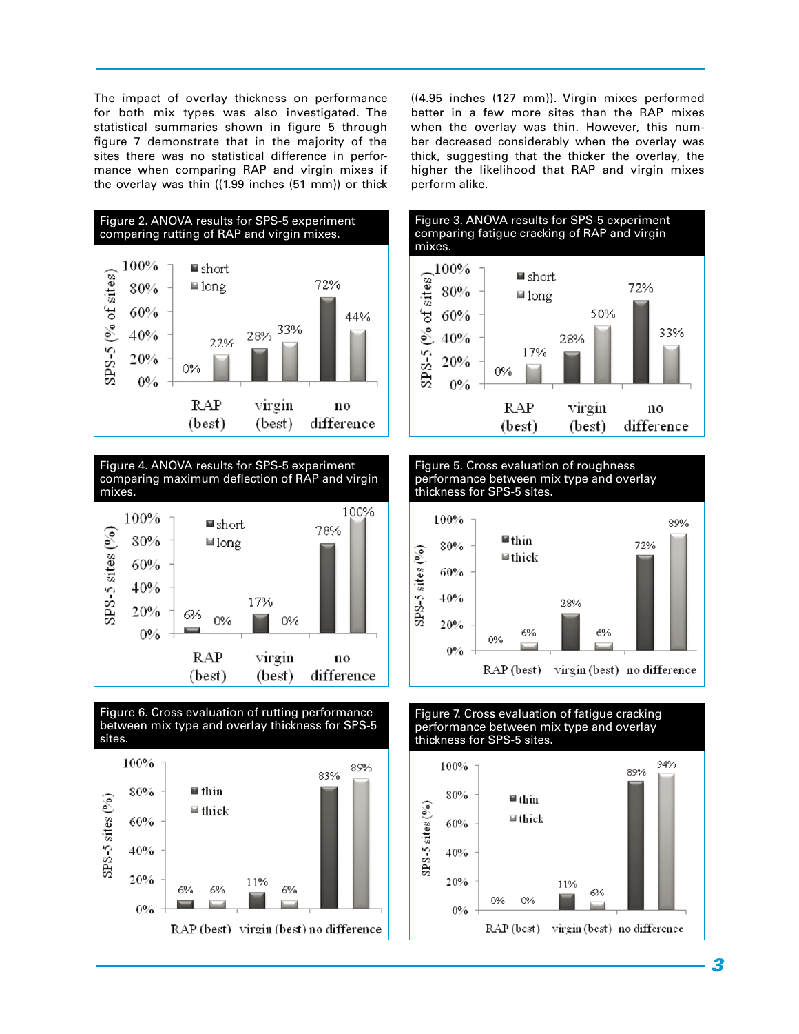The impact of overlay thickness on performance for both mix types was also investigated. The statistical summaries shown in figure 5 through figure 7 demonstrate that in the majority of the sites there was no statistical difference in performance when comparing RAP and virgin mixes if the overlay was thin ((1.99 inches (51 mm)) or thick ((4.95 inches (127 mm)). Virgin mixes performed better in a few more sites than the RAP mixes when the overlay was thin. However, this number decreased considerably when the overlay was thick, suggesting that the thicker the overlay, the higher the likelihood that RAP and virgin mixes perform alike.

Figure 2. ANOVA results for SPS-5 experiment comparing rutting of RAP and virgin mixes.

| SPS-5 (% of sites) | RAP (best) | virgin (best) | no difference |
|---|---|---|---|
| short | 0% | 28% | 72% |
| long | 22% | 33% | 44% |

Figure 3. ANOVA results for SPS-5 experiment comparing fatigue cracking of RAP and virgin mixes.

| SPS-5 (% of sites) | RAP (best) | virgin (best) | no difference |
|---|---|---|---|
| short | 0% | 28% | 72% |
| long | 17% | 50% | 33% |

Figure 4. ANOVA results for SPS-5 experiment comparing maximum deflection of RAP and virgin mixes.

| SPS-5 sites (%) | RAP (best) | virgin (best) | no difference |
|---|---|---|---|
| short | 6% | 17% | 78% |
| long | 0% | 0% | 100% |

Figure 5. Cross evaluation of roughness performance between mix type and overlay thickness for SPS-5 sites.

| SPS-5 sites (%) | RAP (best) | virgin (best) | no difference |
|---|---|---|---|
| thin | 0% | 28% | 72% |
| thick | 6% | 6% | 89% |

Figure 6. Cross evaluation of rutting performance between mix type and overlay thickness for SPS-5 sites.

| SPS-5 sites (%) | RAP (best) | virgin (best) | no difference |
|---|---|---|---|
| thin | 6% | 11% | 83% |
| thick | 6% | 6% | 89% |

Figure 7. Cross evaluation of fatigue cracking performance between mix type and overlay thickness for SPS-5 sites.

| SPS-5 sites (%) | RAP (best) | virgin (best) | no difference |
|---|---|---|---|
| thin | 0% | 11% | 89% |
| thick | 0% | 6% | 94% |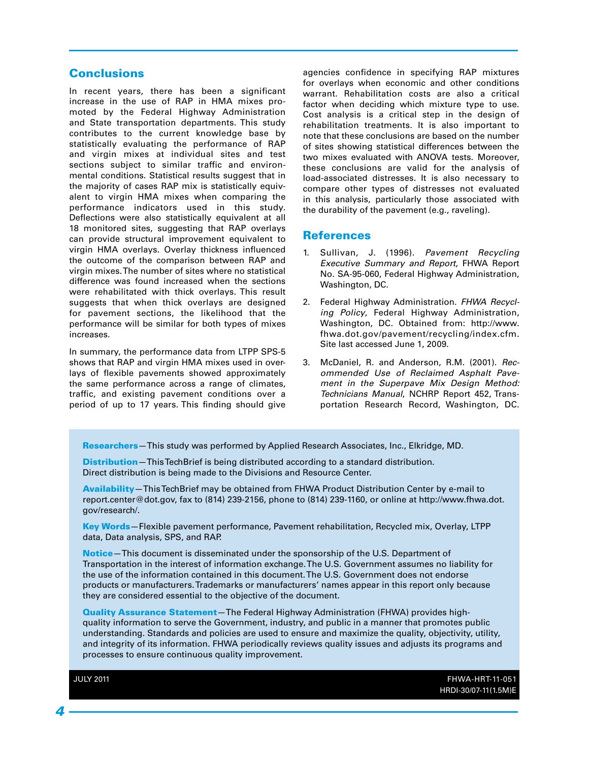## Conclusions

In recent years, there has been a significant increase in the use of RAP in HMA mixes promoted by the Federal Highway Administration and State transportation departments. This study contributes to the current knowledge base by statistically evaluating the performance of RAP and virgin mixes at individual sites and test sections subject to similar traffic and environmental conditions. Statistical results suggest that in the majority of cases RAP mix is statistically equivalent to virgin HMA mixes when comparing the performance indicators used in this study. Deflections were also statistically equivalent at all 18 monitored sites, suggesting that RAP overlays can provide structural improvement equivalent to virgin HMA overlays. Overlay thickness influenced the outcome of the comparison between RAP and virgin mixes. The number of sites where no statistical difference was found increased when the sections were rehabilitated with thick overlays. This result suggests that when thick overlays are designed for pavement sections, the likelihood that the performance will be similar for both types of mixes increases.

In summary, the performance data from LTPP SPS-5 shows that RAP and virgin HMA mixes used in overlays of flexible pavements showed approximately the same performance across a range of climates, traffic, and existing pavement conditions over a period of up to 17 years. This finding should give agencies confidence in specifying RAP mixtures for overlays when economic and other conditions warrant. Rehabilitation costs are also a critical factor when deciding which mixture type to use. Cost analysis is a critical step in the design of rehabilitation treatments. It is also important to note that these conclusions are based on the number of sites showing statistical differences between the two mixes evaluated with ANOVA tests. Moreover, these conclusions are valid for the analysis of load-associated distresses. It is also necessary to compare other types of distresses not evaluated in this analysis, particularly those associated with the durability of the pavement (e.g., raveling).

## References

1. Sullivan, J. (1996). *Pavement Recycling Executive Summary and Report*, FHWA Report No. SA-95-060, Federal Highway Administration, Washington, DC.

2. Federal Highway Administration. *FHWA Recycling Policy*, Federal Highway Administration, Washington, DC. Obtained from: http://www.fhwa.dot.gov/pavement/recycling/index.cfm. Site last accessed June 1, 2009.

3. McDaniel, R. and Anderson, R.M. (2001). *Recommended Use of Reclaimed Asphalt Pavement in the Superpave Mix Design Method: Technicians Manual*, NCHRP Report 452, Transportation Research Record, Washington, DC.

**Researchers**—This study was performed by Applied Research Associates, Inc., Elkridge, MD.

**Distribution**—This TechBrief is being distributed according to a standard distribution. Direct distribution is being made to the Divisions and Resource Center.

**Availability**—This TechBrief may be obtained from FHWA Product Distribution Center by e-mail to report.center@dot.gov, fax to (814) 239-2156, phone to (814) 239-1160, or online at http://www.fhwa.dot.gov/research/.

**Key Words**—Flexible pavement performance, Pavement rehabilitation, Recycled mix, Overlay, LTPP data, Data analysis, SPS, and RAP.

**Notice**—This document is disseminated under the sponsorship of the U.S. Department of Transportation in the interest of information exchange. The U.S. Government assumes no liability for the use of the information contained in this document. The U.S. Government does not endorse products or manufacturers. Trademarks or manufacturers' names appear in this report only because they are considered essential to the objective of the document.

**Quality Assurance Statement**—The Federal Highway Administration (FHWA) provides high-quality information to serve the Government, industry, and public in a manner that promotes public understanding. Standards and policies are used to ensure and maximize the quality, objectivity, utility, and integrity of its information. FHWA periodically reviews quality issues and adjusts its programs and processes to ensure continuous quality improvement.

JULY 2011

FHWA-HRT-11-051
HRDI-30/07-11(1.5M)E